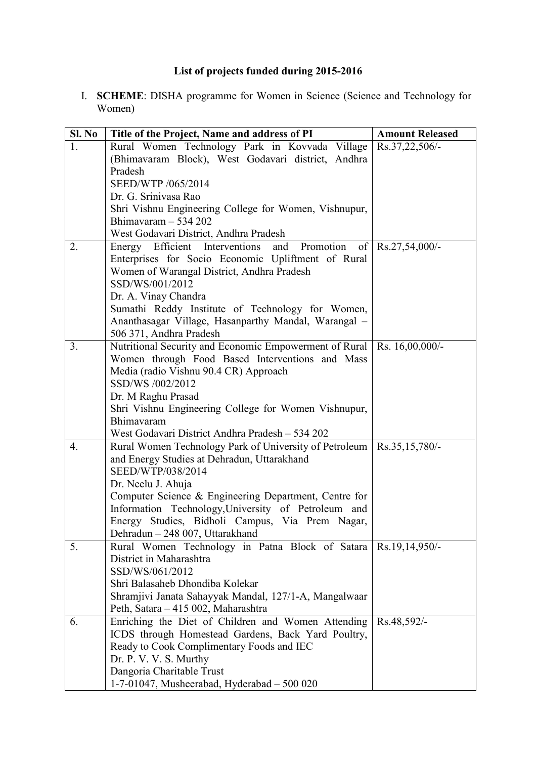## List of projects funded during 2015-2016

I. **SCHEME**: DISHA programme for Women in Science (Science and Technology for Women)

| Sl. No | Title of the Project, Name and address of PI | Amount Released |
|---|---|---|
| 1. | Rural Women Technology Park in Kovvada Village (Bhimavaram Block), West Godavari district, Andhra Pradesh<br>SEED/WTP /065/2014<br>Dr. G. Srinivasa Rao<br>Shri Vishnu Engineering College for Women, Vishnupur, Bhimavaram – 534 202<br>West Godavari District, Andhra Pradesh | Rs.37,22,506/- |
| 2. | Energy Efficient Interventions and Promotion of Enterprises for Socio Economic Upliftment of Rural Women of Warangal District, Andhra Pradesh<br>SSD/WS/001/2012<br>Dr. A. Vinay Chandra<br>Sumathi Reddy Institute of Technology for Women, Ananthasagar Village, Hasanparthy Mandal, Warangal – 506 371, Andhra Pradesh | Rs.27,54,000/- |
| 3. | Nutritional Security and Economic Empowerment of Rural Women through Food Based Interventions and Mass Media (radio Vishnu 90.4 CR) Approach<br>SSD/WS /002/2012<br>Dr. M Raghu Prasad<br>Shri Vishnu Engineering College for Women Vishnupur, Bhimavaram<br>West Godavari District Andhra Pradesh – 534 202 | Rs. 16,00,000/- |
| 4. | Rural Women Technology Park of University of Petroleum and Energy Studies at Dehradun, Uttarakhand<br>SEED/WTP/038/2014<br>Dr. Neelu J. Ahuja<br>Computer Science & Engineering Department, Centre for Information Technology,University of Petroleum and Energy Studies, Bidholi Campus, Via Prem Nagar, Dehradun – 248 007, Uttarakhand | Rs.35,15,780/- |
| 5. | Rural Women Technology in Patna Block of Satara District in Maharashtra<br>SSD/WS/061/2012<br>Shri Balasaheb Dhondiba Kolekar<br>Shramjivi Janata Sahayyak Mandal, 127/1-A, Mangalwaar Peth, Satara – 415 002, Maharashtra | Rs.19,14,950/- |
| 6. | Enriching the Diet of Children and Women Attending ICDS through Homestead Gardens, Back Yard Poultry, Ready to Cook Complimentary Foods and IEC<br>Dr. P. V. V. S. Murthy<br>Dangoria Charitable Trust<br>1-7-01047, Musheerabad, Hyderabad – 500 020 | Rs.48,592/- |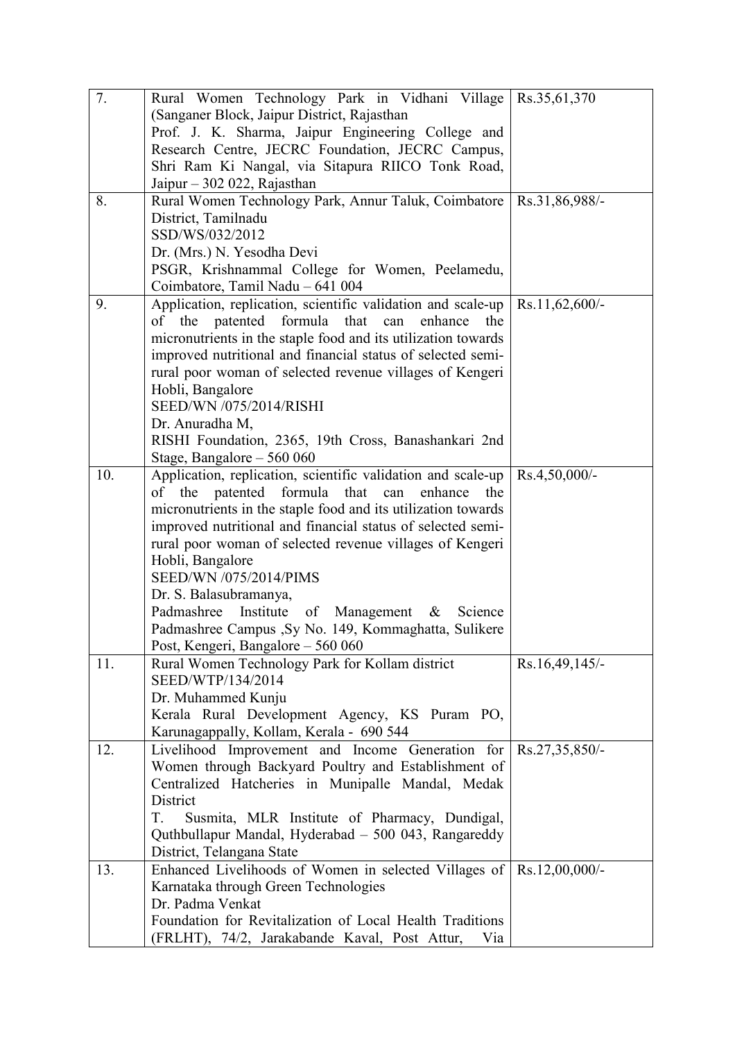| | | |
|---|---|---|
| 7. | Rural Women Technology Park in Vidhani Village (Sanganer Block, Jaipur District, Rajasthan<br>Prof. J. K. Sharma, Jaipur Engineering College and Research Centre, JECRC Foundation, JECRC Campus, Shri Ram Ki Nangal, via Sitapura RIICO Tonk Road, Jaipur – 302 022, Rajasthan | Rs.35,61,370 |
| 8. | Rural Women Technology Park, Annur Taluk, Coimbatore District, Tamilnadu<br>SSD/WS/032/2012<br>Dr. (Mrs.) N. Yesodha Devi<br>PSGR, Krishnammal College for Women, Peelamedu, Coimbatore, Tamil Nadu – 641 004 | Rs.31,86,988/- |
| 9. | Application, replication, scientific validation and scale-up of the patented formula that can enhance the micronutrients in the staple food and its utilization towards improved nutritional and financial status of selected semi-rural poor woman of selected revenue villages of Kengeri Hobli, Bangalore<br>SEED/WN /075/2014/RISHI<br>Dr. Anuradha M,<br>RISHI Foundation, 2365, 19th Cross, Banashankari 2nd Stage, Bangalore – 560 060 | Rs.11,62,600/- |
| 10. | Application, replication, scientific validation and scale-up of the patented formula that can enhance the micronutrients in the staple food and its utilization towards improved nutritional and financial status of selected semi-rural poor woman of selected revenue villages of Kengeri Hobli, Bangalore<br>SEED/WN /075/2014/PIMS<br>Dr. S. Balasubramanya,<br>Padmashree Institute of Management & Science Padmashree Campus ,Sy No. 149, Kommaghatta, Sulikere Post, Kengeri, Bangalore – 560 060 | Rs.4,50,000/- |
| 11. | Rural Women Technology Park for Kollam district<br>SEED/WTP/134/2014<br>Dr. Muhammed Kunju<br>Kerala Rural Development Agency, KS Puram PO, Karunagappally, Kollam, Kerala - 690 544 | Rs.16,49,145/- |
| 12. | Livelihood Improvement and Income Generation for Women through Backyard Poultry and Establishment of Centralized Hatcheries in Munipalle Mandal, Medak District<br>T. Susmita, MLR Institute of Pharmacy, Dundigal, Quthbullapur Mandal, Hyderabad – 500 043, Rangareddy District, Telangana State | Rs.27,35,850/- |
| 13. | Enhanced Livelihoods of Women in selected Villages of Karnataka through Green Technologies<br>Dr. Padma Venkat<br>Foundation for Revitalization of Local Health Traditions (FRLHT), 74/2, Jarakabande Kaval, Post Attur, Via | Rs.12,00,000/- |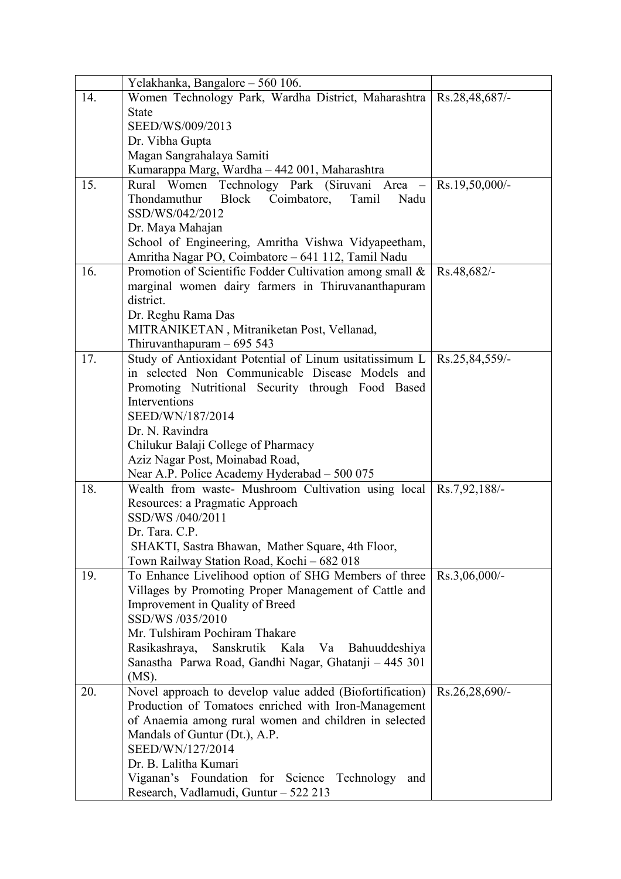|  |  |  |
|---|---|---|
|  | Yelakhanka, Bangalore – 560 106. |  |
| 14. | Women Technology Park, Wardha District, Maharashtra State<br>SEED/WS/009/2013<br>Dr. Vibha Gupta<br>Magan Sangrahalaya Samiti<br>Kumarappa Marg, Wardha – 442 001, Maharashtra | Rs.28,48,687/- |
| 15. | Rural Women Technology Park (Siruvani Area – Thondamuthur Block Coimbatore, Tamil Nadu<br>SSD/WS/042/2012<br>Dr. Maya Mahajan<br>School of Engineering, Amritha Vishwa Vidyapeetham, Amritha Nagar PO, Coimbatore – 641 112, Tamil Nadu | Rs.19,50,000/- |
| 16. | Promotion of Scientific Fodder Cultivation among small & marginal women dairy farmers in Thiruvananthapuram district.<br>Dr. Reghu Rama Das<br>MITRANIKETAN , Mitraniketan Post, Vellanad, Thiruvanthapuram – 695 543 | Rs.48,682/- |
| 17. | Study of Antioxidant Potential of Linum usitatissimum L in selected Non Communicable Disease Models and Promoting Nutritional Security through Food Based Interventions<br>SEED/WN/187/2014<br>Dr. N. Ravindra<br>Chilukur Balaji College of Pharmacy<br>Aziz Nagar Post, Moinabad Road,<br>Near A.P. Police Academy Hyderabad – 500 075 | Rs.25,84,559/- |
| 18. | Wealth from waste- Mushroom Cultivation using local Resources: a Pragmatic Approach<br>SSD/WS /040/2011<br>Dr. Tara. C.P.<br>SHAKTI, Sastra Bhawan, Mather Square, 4th Floor, Town Railway Station Road, Kochi – 682 018 | Rs.7,92,188/- |
| 19. | To Enhance Livelihood option of SHG Members of three Villages by Promoting Proper Management of Cattle and Improvement in Quality of Breed<br>SSD/WS /035/2010<br>Mr. Tulshiram Pochiram Thakare<br>Rasikashraya, Sanskrutik Kala Va Bahuuddeshiya Sanastha Parwa Road, Gandhi Nagar, Ghatanji – 445 301 (MS). | Rs.3,06,000/- |
| 20. | Novel approach to develop value added (Biofortification) Production of Tomatoes enriched with Iron-Management of Anaemia among rural women and children in selected Mandals of Guntur (Dt.), A.P.<br>SEED/WN/127/2014<br>Dr. B. Lalitha Kumari<br>Viganan's Foundation for Science Technology and Research, Vadlamudi, Guntur – 522 213 | Rs.26,28,690/- |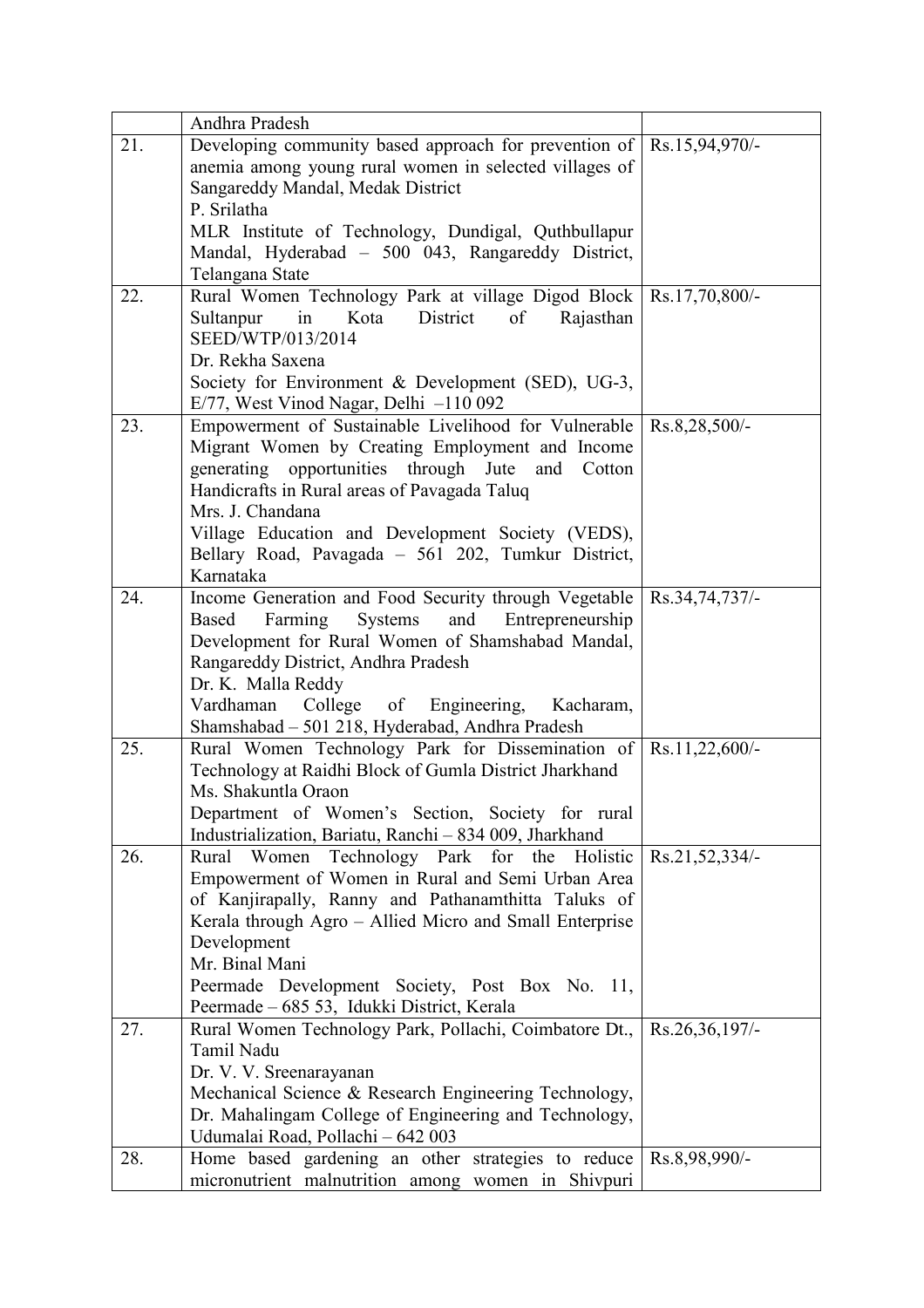| | | |
|---|---|---|
| | Andhra Pradesh | |
| 21. | Developing community based approach for prevention of anemia among young rural women in selected villages of Sangareddy Mandal, Medak District<br>P. Srilatha<br>MLR Institute of Technology, Dundigal, Quthbullapur Mandal, Hyderabad – 500 043, Rangareddy District, Telangana State | Rs.15,94,970/- |
| 22. | Rural Women Technology Park at village Digod Block Sultanpur in Kota District of Rajasthan SEED/WTP/013/2014<br>Dr. Rekha Saxena<br>Society for Environment & Development (SED), UG-3, E/77, West Vinod Nagar, Delhi –110 092 | Rs.17,70,800/- |
| 23. | Empowerment of Sustainable Livelihood for Vulnerable Migrant Women by Creating Employment and Income generating opportunities through Jute and Cotton Handicrafts in Rural areas of Pavagada Taluq<br>Mrs. J. Chandana<br>Village Education and Development Society (VEDS), Bellary Road, Pavagada – 561 202, Tumkur District, Karnataka | Rs.8,28,500/- |
| 24. | Income Generation and Food Security through Vegetable Based Farming Systems and Entrepreneurship Development for Rural Women of Shamshabad Mandal, Rangareddy District, Andhra Pradesh<br>Dr. K. Malla Reddy<br>Vardhaman College of Engineering, Kacharam, Shamshabad – 501 218, Hyderabad, Andhra Pradesh | Rs.34,74,737/- |
| 25. | Rural Women Technology Park for Dissemination of Technology at Raidhi Block of Gumla District Jharkhand<br>Ms. Shakuntla Oraon<br>Department of Women's Section, Society for rural Industrialization, Bariatu, Ranchi – 834 009, Jharkhand | Rs.11,22,600/- |
| 26. | Rural Women Technology Park for the Holistic Empowerment of Women in Rural and Semi Urban Area of Kanjirapally, Ranny and Pathanamthitta Taluks of Kerala through Agro – Allied Micro and Small Enterprise Development<br>Mr. Binal Mani<br>Peermade Development Society, Post Box No. 11, Peermade – 685 53, Idukki District, Kerala | Rs.21,52,334/- |
| 27. | Rural Women Technology Park, Pollachi, Coimbatore Dt., Tamil Nadu<br>Dr. V. V. Sreenarayanan<br>Mechanical Science & Research Engineering Technology, Dr. Mahalingam College of Engineering and Technology, Udumalai Road, Pollachi – 642 003 | Rs.26,36,197/- |
| 28. | Home based gardening an other strategies to reduce micronutrient malnutrition among women in Shivpuri | Rs.8,98,990/- |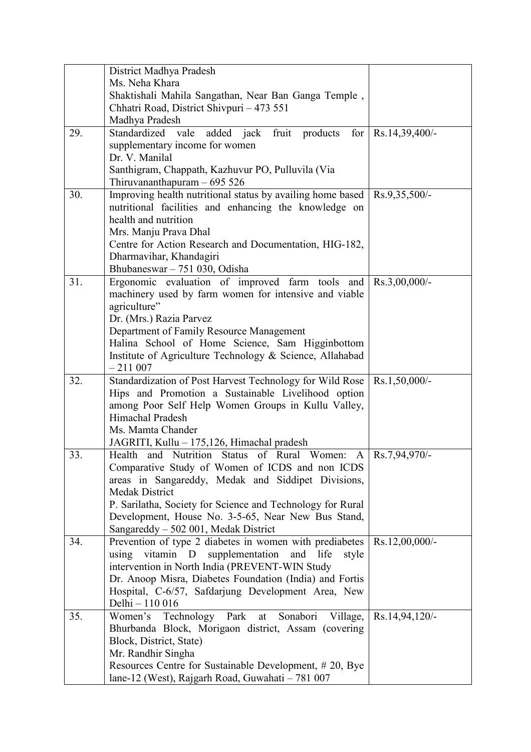|  |  |  |
|---|---|---|
|  | District Madhya Pradesh<br>Ms. Neha Khara<br>Shaktishali Mahila Sangathan, Near Ban Ganga Temple , Chhatri Road, District Shivpuri – 473 551<br>Madhya Pradesh |  |
| 29. | Standardized vale added jack fruit products for supplementary income for women<br>Dr. V. Manilal<br>Santhigram, Chappath, Kazhuvur PO, Pulluvila (Via Thiruvananthapuram – 695 526 | Rs.14,39,400/- |
| 30. | Improving health nutritional status by availing home based nutritional facilities and enhancing the knowledge on health and nutrition<br>Mrs. Manju Prava Dhal<br>Centre for Action Research and Documentation, HIG-182, Dharmavihar, Khandagiri<br>Bhubaneswar – 751 030, Odisha | Rs.9,35,500/- |
| 31. | Ergonomic evaluation of improved farm tools and machinery used by farm women for intensive and viable agriculture"<br>Dr. (Mrs.) Razia Parvez<br>Department of Family Resource Management<br>Halina School of Home Science, Sam Higginbottom Institute of Agriculture Technology & Science, Allahabad – 211 007 | Rs.3,00,000/- |
| 32. | Standardization of Post Harvest Technology for Wild Rose Hips and Promotion a Sustainable Livelihood option among Poor Self Help Women Groups in Kullu Valley, Himachal Pradesh<br>Ms. Mamta Chander<br>JAGRITI, Kullu – 175,126, Himachal pradesh | Rs.1,50,000/- |
| 33. | Health and Nutrition Status of Rural Women: A Comparative Study of Women of ICDS and non ICDS areas in Sangareddy, Medak and Siddipet Divisions, Medak District<br>P. Sarilatha, Society for Science and Technology for Rural Development, House No. 3-5-65, Near New Bus Stand, Sangareddy – 502 001, Medak District | Rs.7,94,970/- |
| 34. | Prevention of type 2 diabetes in women with prediabetes using vitamin D supplementation and life style intervention in North India (PREVENT-WIN Study<br>Dr. Anoop Misra, Diabetes Foundation (India) and Fortis Hospital, C-6/57, Safdarjung Development Area, New Delhi – 110 016 | Rs.12,00,000/- |
| 35. | Women's Technology Park at Sonabori Village, Bhurbanda Block, Morigaon district, Assam (covering Block, District, State)<br>Mr. Randhir Singha<br>Resources Centre for Sustainable Development, # 20, Bye lane-12 (West), Rajgarh Road, Guwahati – 781 007 | Rs.14,94,120/- |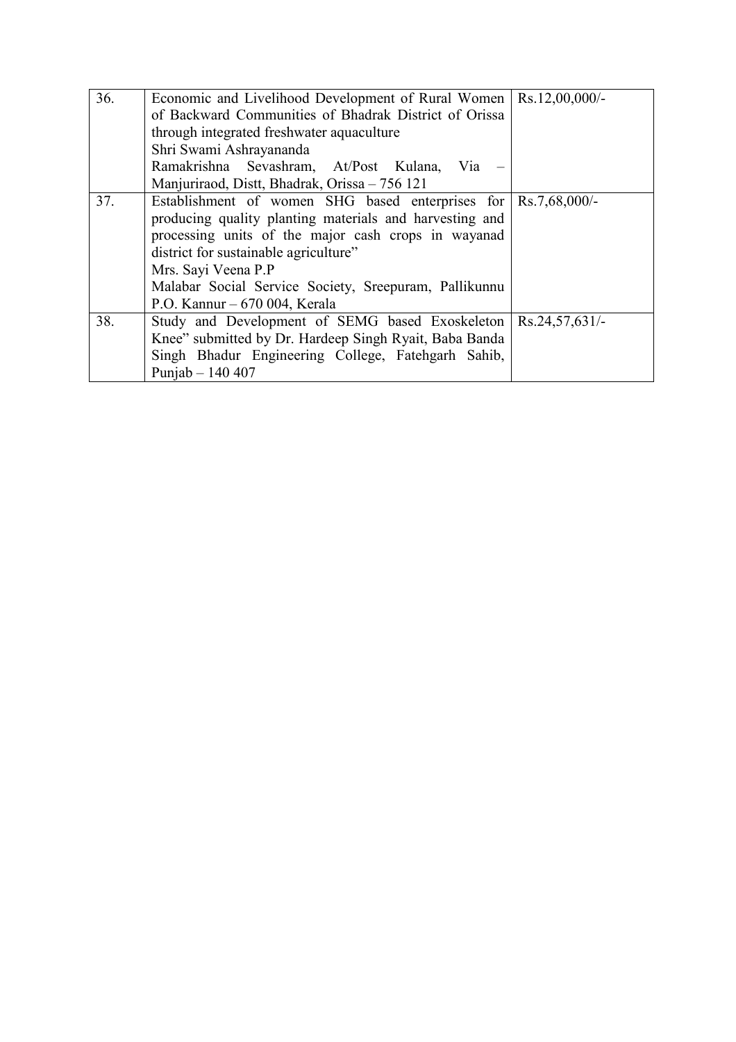| | | |
|---|---|---|
| 36. | Economic and Livelihood Development of Rural Women of Backward Communities of Bhadrak District of Orissa through integrated freshwater aquaculture<br>Shri Swami Ashrayananda<br>Ramakrishna Sevashram, At/Post Kulana, Via – Manjuriraod, Distt, Bhadrak, Orissa – 756 121 | Rs.12,00,000/- |
| 37. | Establishment of women SHG based enterprises for producing quality planting materials and harvesting and processing units of the major cash crops in wayanad district for sustainable agriculture"<br>Mrs. Sayi Veena P.P<br>Malabar Social Service Society, Sreepuram, Pallikunnu P.O. Kannur – 670 004, Kerala | Rs.7,68,000/- |
| 38. | Study and Development of SEMG based Exoskeleton Knee" submitted by Dr. Hardeep Singh Ryait, Baba Banda Singh Bhadur Engineering College, Fatehgarh Sahib, Punjab – 140 407 | Rs.24,57,631/- |